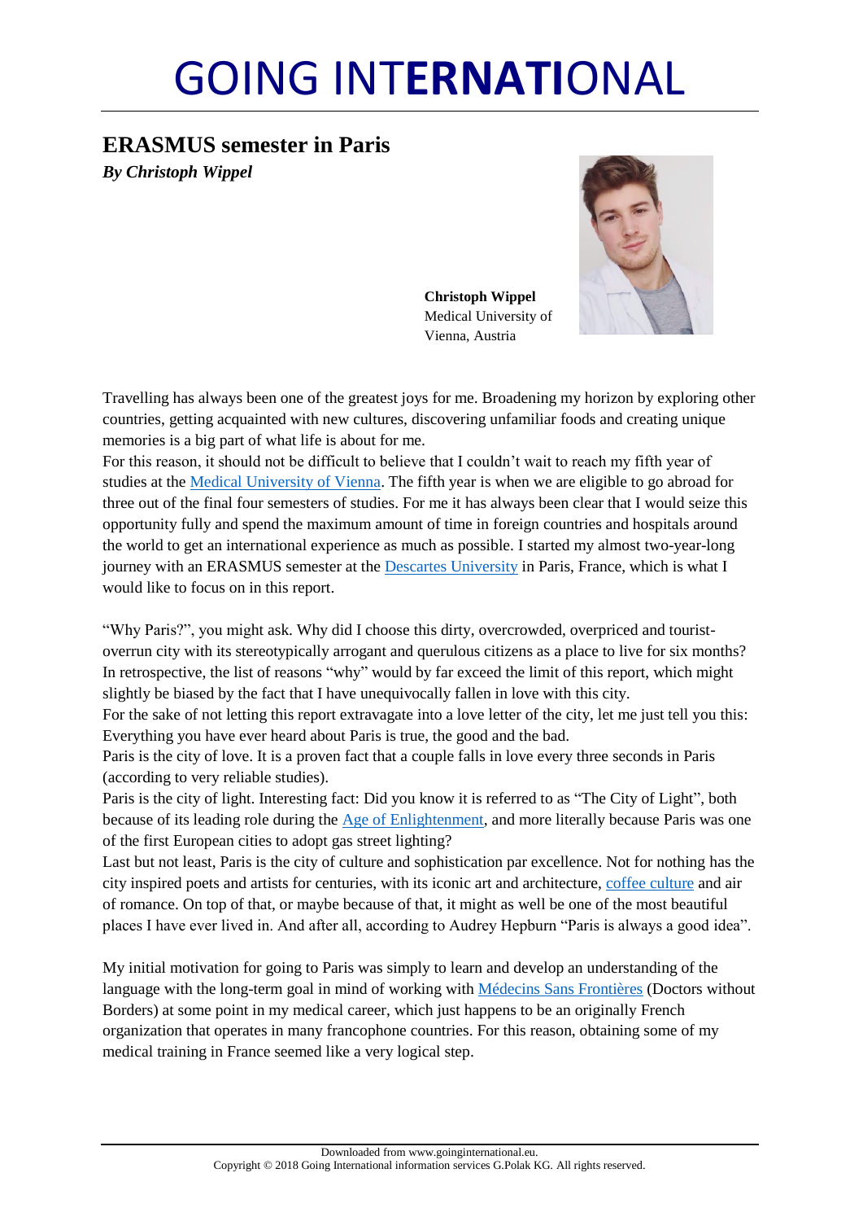# GOING INTERNATIONAL

## ERASMUS semester in Paris

***By Christoph Wippel***

**Christoph Wippel**
Medical University of Vienna, Austria

Travelling has always been one of the greatest joys for me. Broadening my horizon by exploring other countries, getting acquainted with new cultures, discovering unfamiliar foods and creating unique memories is a big part of what life is about for me.

For this reason, it should not be difficult to believe that I couldn't wait to reach my fifth year of studies at the Medical University of Vienna. The fifth year is when we are eligible to go abroad for three out of the final four semesters of studies. For me it has always been clear that I would seize this opportunity fully and spend the maximum amount of time in foreign countries and hospitals around the world to get an international experience as much as possible. I started my almost two-year-long journey with an ERASMUS semester at the Descartes University in Paris, France, which is what I would like to focus on in this report.

"Why Paris?", you might ask. Why did I choose this dirty, overcrowded, overpriced and tourist-overrun city with its stereotypically arrogant and querulous citizens as a place to live for six months? In retrospective, the list of reasons "why" would by far exceed the limit of this report, which might slightly be biased by the fact that I have unequivocally fallen in love with this city.

For the sake of not letting this report extravagate into a love letter of the city, let me just tell you this: Everything you have ever heard about Paris is true, the good and the bad.

Paris is the city of love. It is a proven fact that a couple falls in love every three seconds in Paris (according to very reliable studies).

Paris is the city of light. Interesting fact: Did you know it is referred to as "The City of Light", both because of its leading role during the Age of Enlightenment, and more literally because Paris was one of the first European cities to adopt gas street lighting?

Last but not least, Paris is the city of culture and sophistication par excellence. Not for nothing has the city inspired poets and artists for centuries, with its iconic art and architecture, coffee culture and air of romance. On top of that, or maybe because of that, it might as well be one of the most beautiful places I have ever lived in. And after all, according to Audrey Hepburn "Paris is always a good idea".

My initial motivation for going to Paris was simply to learn and develop an understanding of the language with the long-term goal in mind of working with Médecins Sans Frontières (Doctors without Borders) at some point in my medical career, which just happens to be an originally French organization that operates in many francophone countries. For this reason, obtaining some of my medical training in France seemed like a very logical step.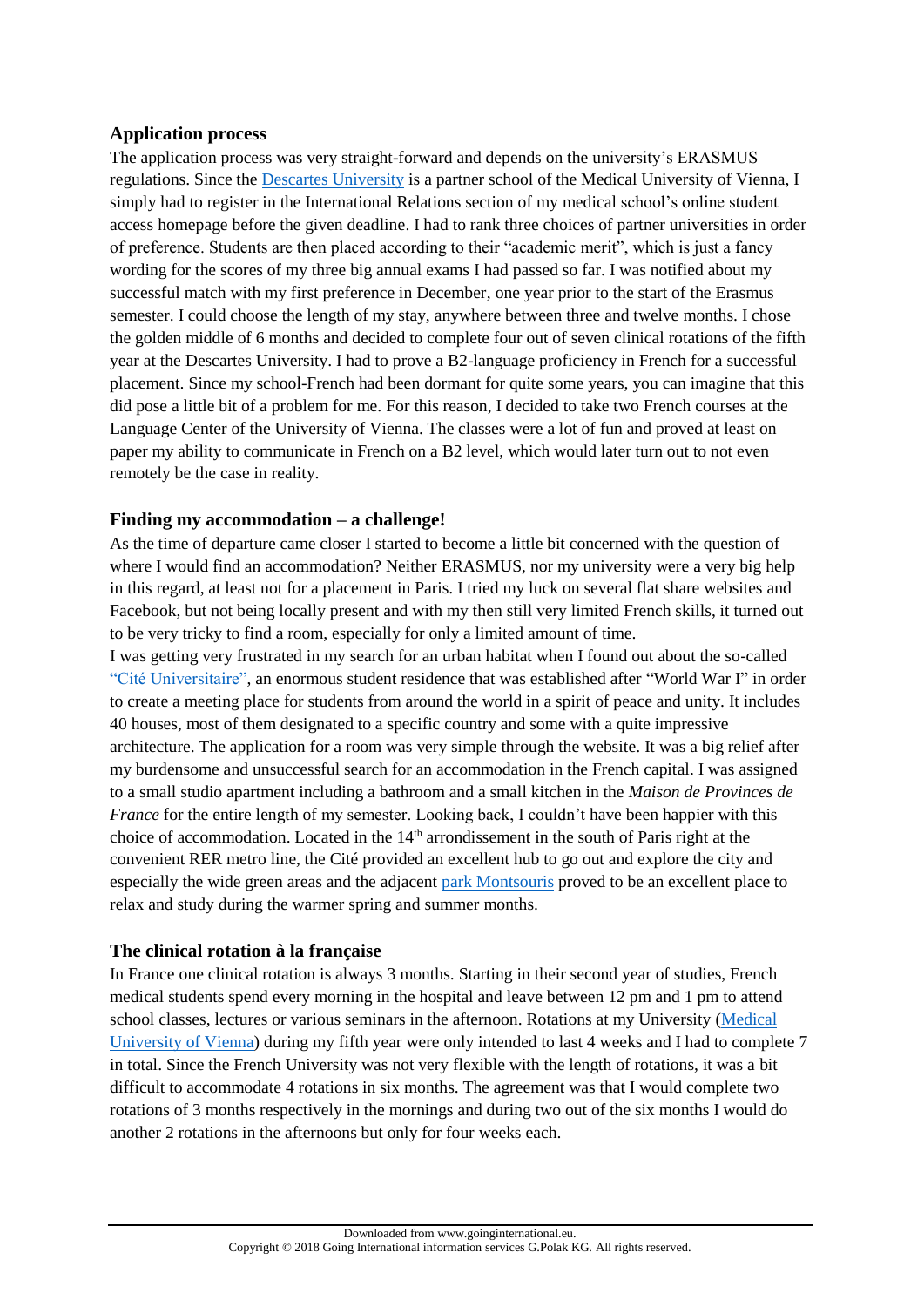## Application process

The application process was very straight-forward and depends on the university's ERASMUS regulations. Since the Descartes University is a partner school of the Medical University of Vienna, I simply had to register in the International Relations section of my medical school's online student access homepage before the given deadline. I had to rank three choices of partner universities in order of preference. Students are then placed according to their "academic merit", which is just a fancy wording for the scores of my three big annual exams I had passed so far. I was notified about my successful match with my first preference in December, one year prior to the start of the Erasmus semester. I could choose the length of my stay, anywhere between three and twelve months. I chose the golden middle of 6 months and decided to complete four out of seven clinical rotations of the fifth year at the Descartes University. I had to prove a B2-language proficiency in French for a successful placement. Since my school-French had been dormant for quite some years, you can imagine that this did pose a little bit of a problem for me. For this reason, I decided to take two French courses at the Language Center of the University of Vienna. The classes were a lot of fun and proved at least on paper my ability to communicate in French on a B2 level, which would later turn out to not even remotely be the case in reality.

## Finding my accommodation – a challenge!

As the time of departure came closer I started to become a little bit concerned with the question of where I would find an accommodation? Neither ERASMUS, nor my university were a very big help in this regard, at least not for a placement in Paris. I tried my luck on several flat share websites and Facebook, but not being locally present and with my then still very limited French skills, it turned out to be very tricky to find a room, especially for only a limited amount of time.

I was getting very frustrated in my search for an urban habitat when I found out about the so-called "Cité Universitaire", an enormous student residence that was established after "World War I" in order to create a meeting place for students from around the world in a spirit of peace and unity. It includes 40 houses, most of them designated to a specific country and some with a quite impressive architecture. The application for a room was very simple through the website. It was a big relief after my burdensome and unsuccessful search for an accommodation in the French capital. I was assigned to a small studio apartment including a bathroom and a small kitchen in the *Maison de Provinces de France* for the entire length of my semester. Looking back, I couldn't have been happier with this choice of accommodation. Located in the 14th arrondissement in the south of Paris right at the convenient RER metro line, the Cité provided an excellent hub to go out and explore the city and especially the wide green areas and the adjacent park Montsouris proved to be an excellent place to relax and study during the warmer spring and summer months.

## The clinical rotation à la française

In France one clinical rotation is always 3 months. Starting in their second year of studies, French medical students spend every morning in the hospital and leave between 12 pm and 1 pm to attend school classes, lectures or various seminars in the afternoon. Rotations at my University (Medical University of Vienna) during my fifth year were only intended to last 4 weeks and I had to complete 7 in total. Since the French University was not very flexible with the length of rotations, it was a bit difficult to accommodate 4 rotations in six months. The agreement was that I would complete two rotations of 3 months respectively in the mornings and during two out of the six months I would do another 2 rotations in the afternoons but only for four weeks each.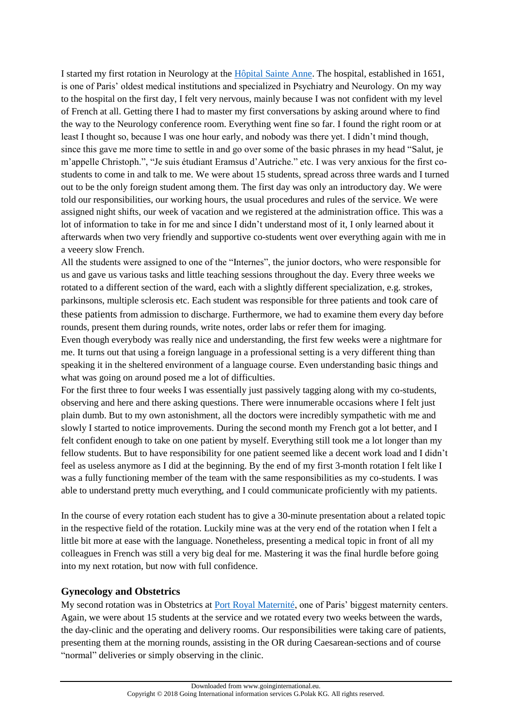I started my first rotation in Neurology at the [Hôpital Sainte Anne](). The hospital, established in 1651, is one of Paris' oldest medical institutions and specialized in Psychiatry and Neurology. On my way to the hospital on the first day, I felt very nervous, mainly because I was not confident with my level of French at all. Getting there I had to master my first conversations by asking around where to find the way to the Neurology conference room. Everything went fine so far. I found the right room or at least I thought so, because I was one hour early, and nobody was there yet. I didn't mind though, since this gave me more time to settle in and go over some of the basic phrases in my head "Salut, je m'appelle Christoph.", "Je suis étudiant Eramsus d'Autriche." etc. I was very anxious for the first co-students to come in and talk to me. We were about 15 students, spread across three wards and I turned out to be the only foreign student among them. The first day was only an introductory day. We were told our responsibilities, our working hours, the usual procedures and rules of the service. We were assigned night shifts, our week of vacation and we registered at the administration office. This was a lot of information to take in for me and since I didn't understand most of it, I only learned about it afterwards when two very friendly and supportive co-students went over everything again with me in a veeery slow French.

All the students were assigned to one of the "Internes", the junior doctors, who were responsible for us and gave us various tasks and little teaching sessions throughout the day. Every three weeks we rotated to a different section of the ward, each with a slightly different specialization, e.g. strokes, parkinsons, multiple sclerosis etc. Each student was responsible for three patients and took care of these patients from admission to discharge. Furthermore, we had to examine them every day before rounds, present them during rounds, write notes, order labs or refer them for imaging.

Even though everybody was really nice and understanding, the first few weeks were a nightmare for me. It turns out that using a foreign language in a professional setting is a very different thing than speaking it in the sheltered environment of a language course. Even understanding basic things and what was going on around posed me a lot of difficulties.

For the first three to four weeks I was essentially just passively tagging along with my co-students, observing and here and there asking questions. There were innumerable occasions where I felt just plain dumb. But to my own astonishment, all the doctors were incredibly sympathetic with me and slowly I started to notice improvements. During the second month my French got a lot better, and I felt confident enough to take on one patient by myself. Everything still took me a lot longer than my fellow students. But to have responsibility for one patient seemed like a decent work load and I didn't feel as useless anymore as I did at the beginning. By the end of my first 3-month rotation I felt like I was a fully functioning member of the team with the same responsibilities as my co-students. I was able to understand pretty much everything, and I could communicate proficiently with my patients.

In the course of every rotation each student has to give a 30-minute presentation about a related topic in the respective field of the rotation. Luckily mine was at the very end of the rotation when I felt a little bit more at ease with the language. Nonetheless, presenting a medical topic in front of all my colleagues in French was still a very big deal for me. Mastering it was the final hurdle before going into my next rotation, but now with full confidence.

## Gynecology and Obstetrics

My second rotation was in Obstetrics at [Port Royal Maternité](), one of Paris' biggest maternity centers. Again, we were about 15 students at the service and we rotated every two weeks between the wards, the day-clinic and the operating and delivery rooms. Our responsibilities were taking care of patients, presenting them at the morning rounds, assisting in the OR during Caesarean-sections and of course "normal" deliveries or simply observing in the clinic.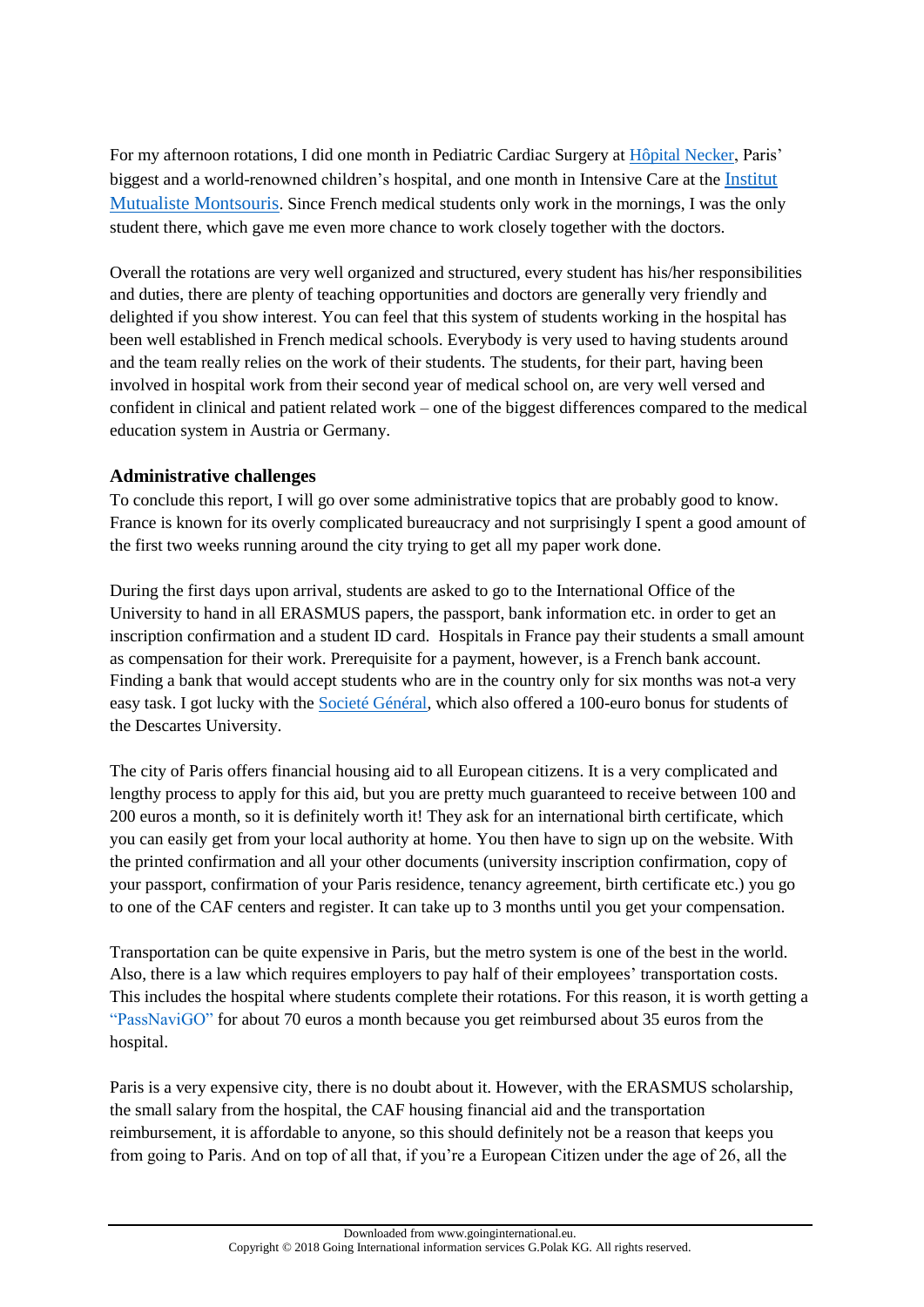For my afternoon rotations, I did one month in Pediatric Cardiac Surgery at Hôpital Necker, Paris' biggest and a world-renowned children's hospital, and one month in Intensive Care at the Institut Mutualiste Montsouris. Since French medical students only work in the mornings, I was the only student there, which gave me even more chance to work closely together with the doctors.

Overall the rotations are very well organized and structured, every student has his/her responsibilities and duties, there are plenty of teaching opportunities and doctors are generally very friendly and delighted if you show interest. You can feel that this system of students working in the hospital has been well established in French medical schools. Everybody is very used to having students around and the team really relies on the work of their students. The students, for their part, having been involved in hospital work from their second year of medical school on, are very well versed and confident in clinical and patient related work – one of the biggest differences compared to the medical education system in Austria or Germany.

## Administrative challenges

To conclude this report, I will go over some administrative topics that are probably good to know. France is known for its overly complicated bureaucracy and not surprisingly I spent a good amount of the first two weeks running around the city trying to get all my paper work done.

During the first days upon arrival, students are asked to go to the International Office of the University to hand in all ERASMUS papers, the passport, bank information etc. in order to get an inscription confirmation and a student ID card. Hospitals in France pay their students a small amount as compensation for their work. Prerequisite for a payment, however, is a French bank account. Finding a bank that would accept students who are in the country only for six months was not a very easy task. I got lucky with the Societé Général, which also offered a 100-euro bonus for students of the Descartes University.

The city of Paris offers financial housing aid to all European citizens. It is a very complicated and lengthy process to apply for this aid, but you are pretty much guaranteed to receive between 100 and 200 euros a month, so it is definitely worth it! They ask for an international birth certificate, which you can easily get from your local authority at home. You then have to sign up on the website. With the printed confirmation and all your other documents (university inscription confirmation, copy of your passport, confirmation of your Paris residence, tenancy agreement, birth certificate etc.) you go to one of the CAF centers and register. It can take up to 3 months until you get your compensation.

Transportation can be quite expensive in Paris, but the metro system is one of the best in the world. Also, there is a law which requires employers to pay half of their employees' transportation costs. This includes the hospital where students complete their rotations. For this reason, it is worth getting a "PassNaviGO" for about 70 euros a month because you get reimbursed about 35 euros from the hospital.

Paris is a very expensive city, there is no doubt about it. However, with the ERASMUS scholarship, the small salary from the hospital, the CAF housing financial aid and the transportation reimbursement, it is affordable to anyone, so this should definitely not be a reason that keeps you from going to Paris. And on top of all that, if you're a European Citizen under the age of 26, all the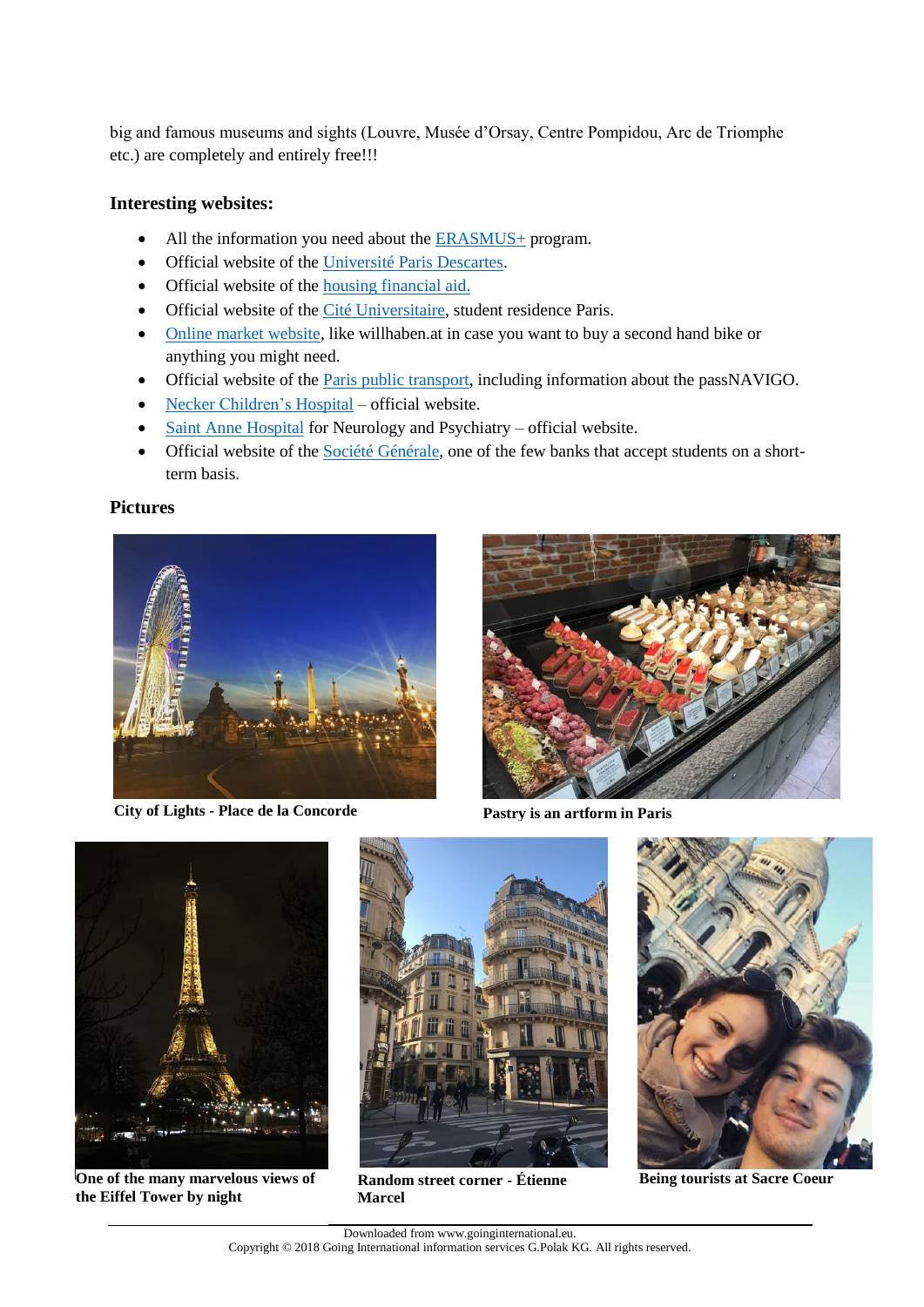big and famous museums and sights (Louvre, Musée d'Orsay, Centre Pompidou, Arc de Triomphe etc.) are completely and entirely free!!!

### Interesting websites:

- All the information you need about the ERASMUS+ program.
- Official website of the Université Paris Descartes.
- Official website of the housing financial aid.
- Official website of the Cité Universitaire, student residence Paris.
- Online market website, like willhaben.at in case you want to buy a second hand bike or anything you might need.
- Official website of the Paris public transport, including information about the passNAVIGO.
- Necker Children's Hospital – official website.
- Saint Anne Hospital for Neurology and Psychiatry – official website.
- Official website of the Société Générale, one of the few banks that accept students on a short-term basis.

### Pictures

**City of Lights - Place de la Concorde**

**Pastry is an artform in Paris**

**One of the many marvelous views of the Eiffel Tower by night**

**Random street corner - Étienne Marcel**

**Being tourists at Sacre Coeur**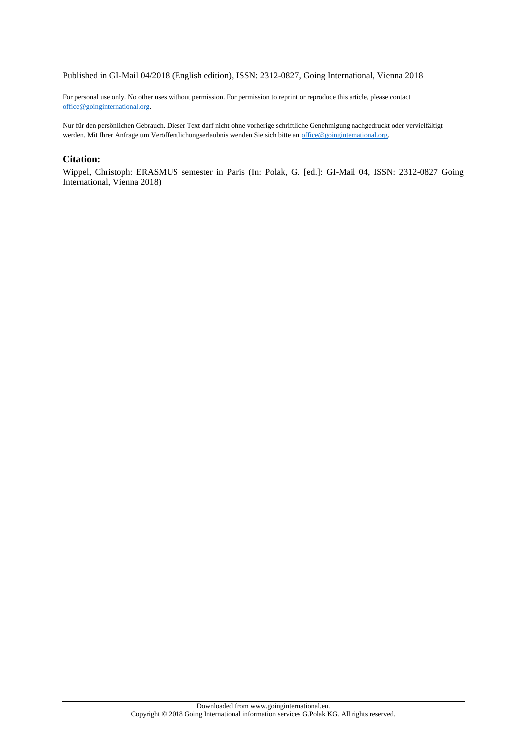Published in GI-Mail 04/2018 (English edition), ISSN: 2312-0827, Going International, Vienna 2018

For personal use only. No other uses without permission. For permission to reprint or reproduce this article, please contact office@goinginternational.org.

Nur für den persönlichen Gebrauch. Dieser Text darf nicht ohne vorherige schriftliche Genehmigung nachgedruckt oder vervielfältigt werden. Mit Ihrer Anfrage um Veröffentlichungserlaubnis wenden Sie sich bitte an office@goinginternational.org.

### Citation:

Wippel, Christoph: ERASMUS semester in Paris (In: Polak, G. [ed.]: GI-Mail 04, ISSN: 2312-0827 Going International, Vienna 2018)

Downloaded from www.goinginternational.eu.
Copyright © 2018 Going International information services G.Polak KG. All rights reserved.